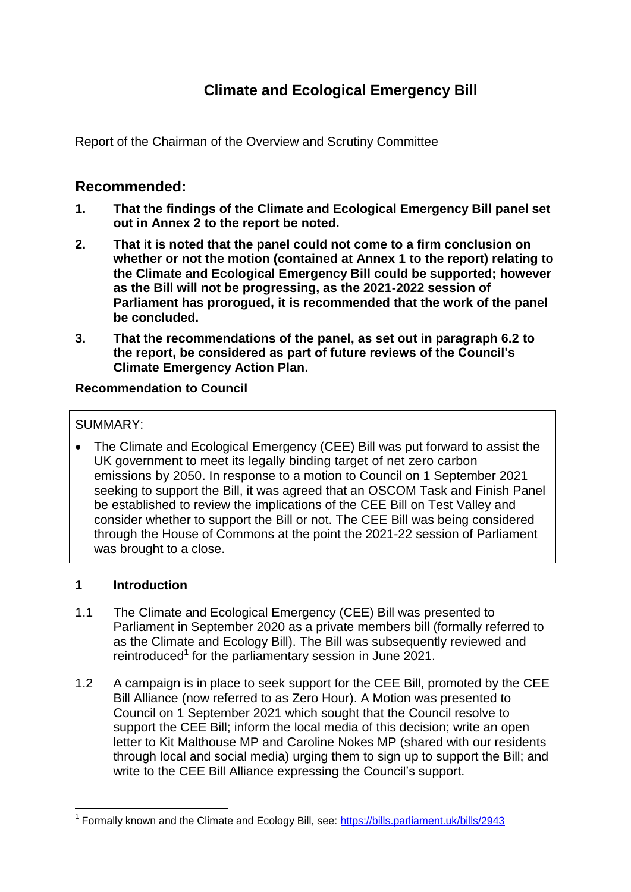# Climate and Ecological Emergency Bill

Report of the Chairman of the Overview and Scrutiny Committee

## Recommended:

1. **That the findings of the Climate and Ecological Emergency Bill panel set out in Annex 2 to the report be noted.**
2. **That it is noted that the panel could not come to a firm conclusion on whether or not the motion (contained at Annex 1 to the report) relating to the Climate and Ecological Emergency Bill could be supported; however as the Bill will not be progressing, as the 2021-2022 session of Parliament has prorogued, it is recommended that the work of the panel be concluded.**
3. **That the recommendations of the panel, as set out in paragraph 6.2 to the report, be considered as part of future reviews of the Council's Climate Emergency Action Plan.**

**Recommendation to Council**

SUMMARY:

- The Climate and Ecological Emergency (CEE) Bill was put forward to assist the UK government to meet its legally binding target of net zero carbon emissions by 2050. In response to a motion to Council on 1 September 2021 seeking to support the Bill, it was agreed that an OSCOM Task and Finish Panel be established to review the implications of the CEE Bill on Test Valley and consider whether to support the Bill or not. The CEE Bill was being considered through the House of Commons at the point the 2021-22 session of Parliament was brought to a close.

## 1 Introduction

1.1 The Climate and Ecological Emergency (CEE) Bill was presented to Parliament in September 2020 as a private members bill (formally referred to as the Climate and Ecology Bill). The Bill was subsequently reviewed and reintroduced[1] for the parliamentary session in June 2021.

1.2 A campaign is in place to seek support for the CEE Bill, promoted by the CEE Bill Alliance (now referred to as Zero Hour). A Motion was presented to Council on 1 September 2021 which sought that the Council resolve to support the CEE Bill; inform the local media of this decision; write an open letter to Kit Malthouse MP and Caroline Nokes MP (shared with our residents through local and social media) urging them to sign up to support the Bill; and write to the CEE Bill Alliance expressing the Council's support.

[1] Formally known and the Climate and Ecology Bill, see: https://bills.parliament.uk/bills/2943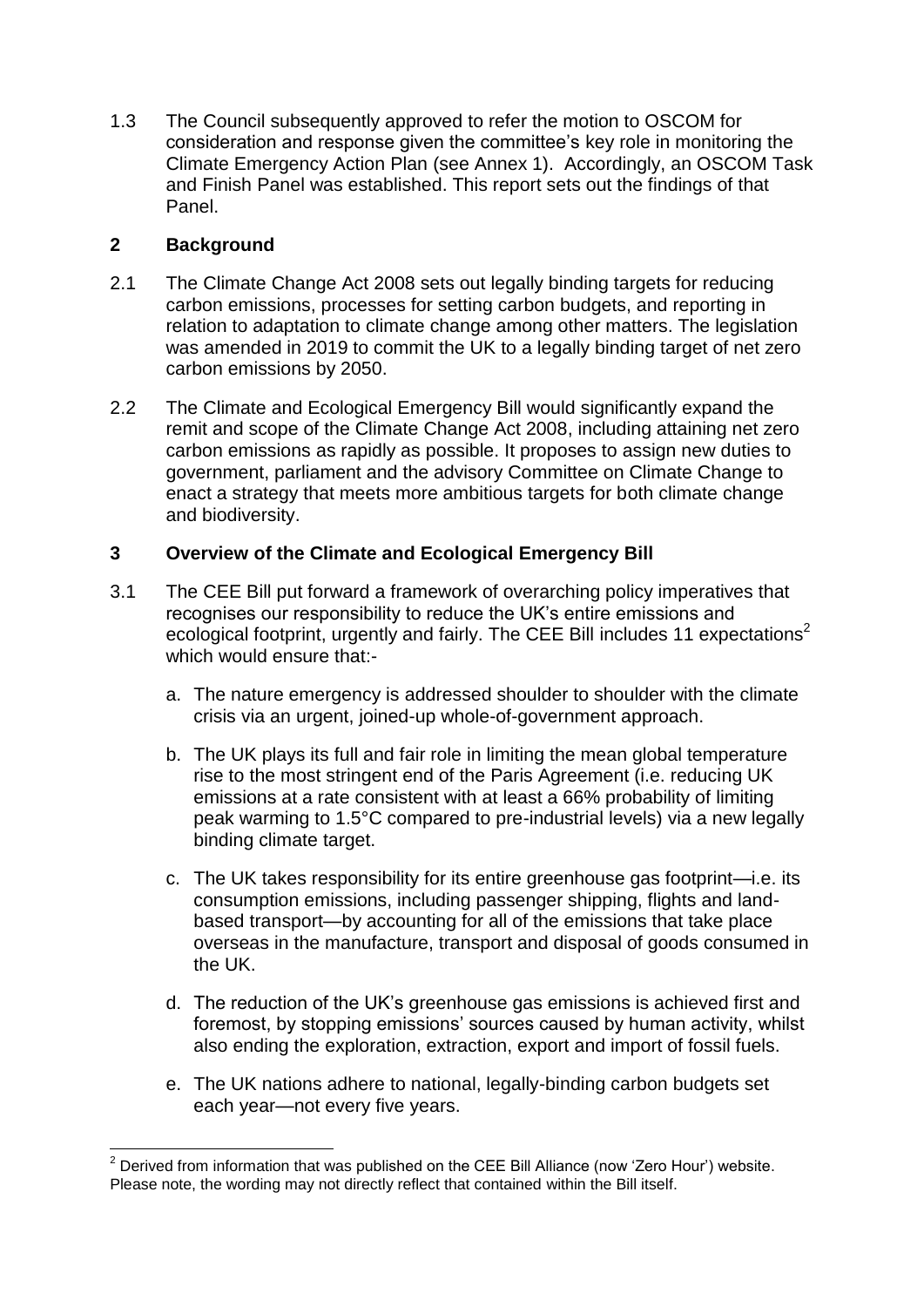1.3 The Council subsequently approved to refer the motion to OSCOM for consideration and response given the committee's key role in monitoring the Climate Emergency Action Plan (see Annex 1). Accordingly, an OSCOM Task and Finish Panel was established. This report sets out the findings of that Panel.

## 2 Background

2.1 The Climate Change Act 2008 sets out legally binding targets for reducing carbon emissions, processes for setting carbon budgets, and reporting in relation to adaptation to climate change among other matters. The legislation was amended in 2019 to commit the UK to a legally binding target of net zero carbon emissions by 2050.

2.2 The Climate and Ecological Emergency Bill would significantly expand the remit and scope of the Climate Change Act 2008, including attaining net zero carbon emissions as rapidly as possible. It proposes to assign new duties to government, parliament and the advisory Committee on Climate Change to enact a strategy that meets more ambitious targets for both climate change and biodiversity.

## 3 Overview of the Climate and Ecological Emergency Bill

3.1 The CEE Bill put forward a framework of overarching policy imperatives that recognises our responsibility to reduce the UK's entire emissions and ecological footprint, urgently and fairly. The CEE Bill includes 11 expectations[2] which would ensure that:-

a. The nature emergency is addressed shoulder to shoulder with the climate crisis via an urgent, joined-up whole-of-government approach.

b. The UK plays its full and fair role in limiting the mean global temperature rise to the most stringent end of the Paris Agreement (i.e. reducing UK emissions at a rate consistent with at least a 66% probability of limiting peak warming to 1.5°C compared to pre-industrial levels) via a new legally binding climate target.

c. The UK takes responsibility for its entire greenhouse gas footprint—i.e. its consumption emissions, including passenger shipping, flights and land-based transport—by accounting for all of the emissions that take place overseas in the manufacture, transport and disposal of goods consumed in the UK.

d. The reduction of the UK's greenhouse gas emissions is achieved first and foremost, by stopping emissions' sources caused by human activity, whilst also ending the exploration, extraction, export and import of fossil fuels.

e. The UK nations adhere to national, legally-binding carbon budgets set each year—not every five years.

[2] Derived from information that was published on the CEE Bill Alliance (now 'Zero Hour') website. Please note, the wording may not directly reflect that contained within the Bill itself.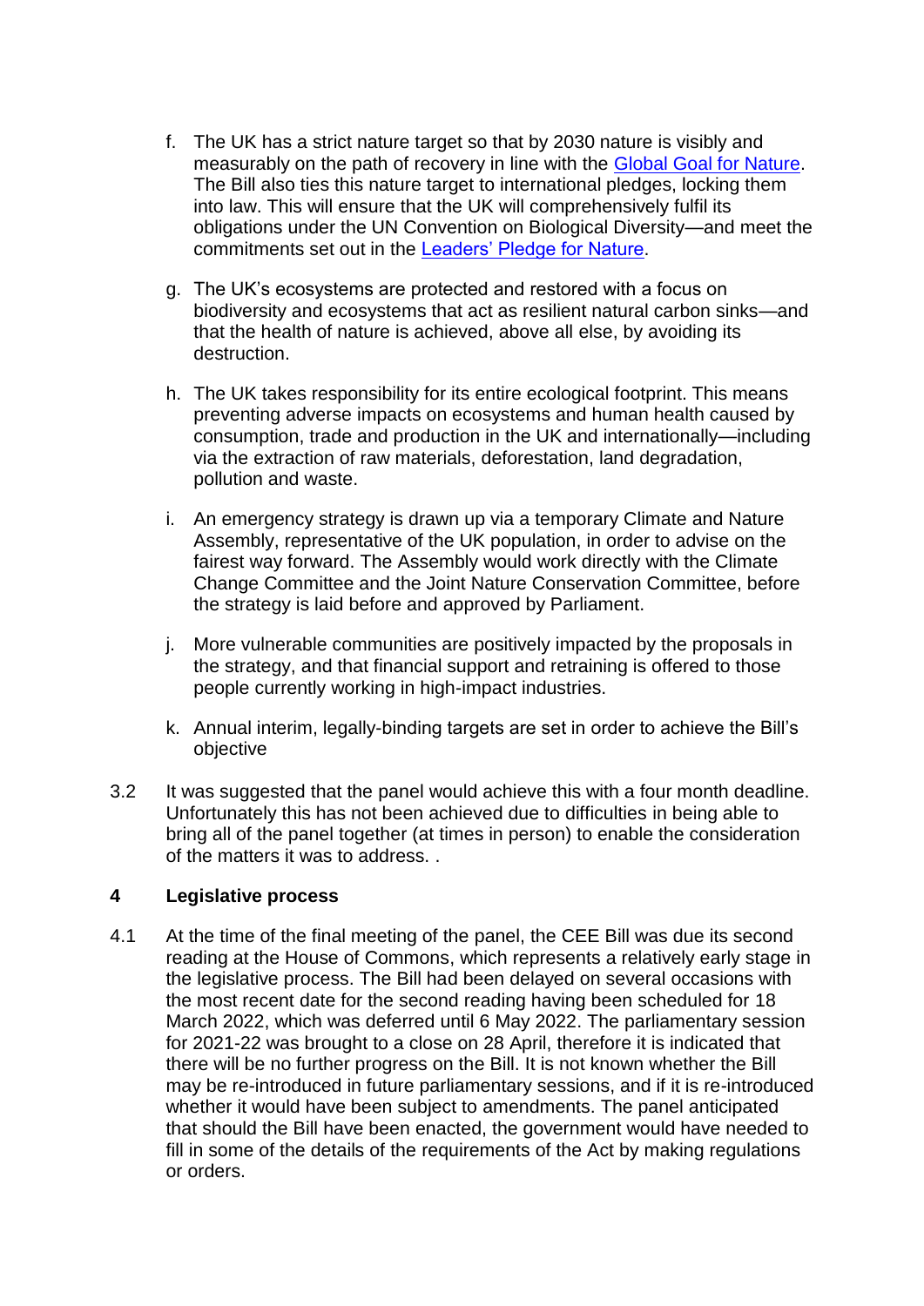f. The UK has a strict nature target so that by 2030 nature is visibly and measurably on the path of recovery in line with the [Global Goal for Nature](). The Bill also ties this nature target to international pledges, locking them into law. This will ensure that the UK will comprehensively fulfil its obligations under the UN Convention on Biological Diversity—and meet the commitments set out in the [Leaders' Pledge for Nature]().

g. The UK's ecosystems are protected and restored with a focus on biodiversity and ecosystems that act as resilient natural carbon sinks—and that the health of nature is achieved, above all else, by avoiding its destruction.

h. The UK takes responsibility for its entire ecological footprint. This means preventing adverse impacts on ecosystems and human health caused by consumption, trade and production in the UK and internationally—including via the extraction of raw materials, deforestation, land degradation, pollution and waste.

i. An emergency strategy is drawn up via a temporary Climate and Nature Assembly, representative of the UK population, in order to advise on the fairest way forward. The Assembly would work directly with the Climate Change Committee and the Joint Nature Conservation Committee, before the strategy is laid before and approved by Parliament.

j. More vulnerable communities are positively impacted by the proposals in the strategy, and that financial support and retraining is offered to those people currently working in high-impact industries.

k. Annual interim, legally-binding targets are set in order to achieve the Bill's objective

3.2 It was suggested that the panel would achieve this with a four month deadline. Unfortunately this has not been achieved due to difficulties in being able to bring all of the panel together (at times in person) to enable the consideration of the matters it was to address. .

## 4 Legislative process

4.1 At the time of the final meeting of the panel, the CEE Bill was due its second reading at the House of Commons, which represents a relatively early stage in the legislative process. The Bill had been delayed on several occasions with the most recent date for the second reading having been scheduled for 18 March 2022, which was deferred until 6 May 2022. The parliamentary session for 2021-22 was brought to a close on 28 April, therefore it is indicated that there will be no further progress on the Bill. It is not known whether the Bill may be re-introduced in future parliamentary sessions, and if it is re-introduced whether it would have been subject to amendments. The panel anticipated that should the Bill have been enacted, the government would have needed to fill in some of the details of the requirements of the Act by making regulations or orders.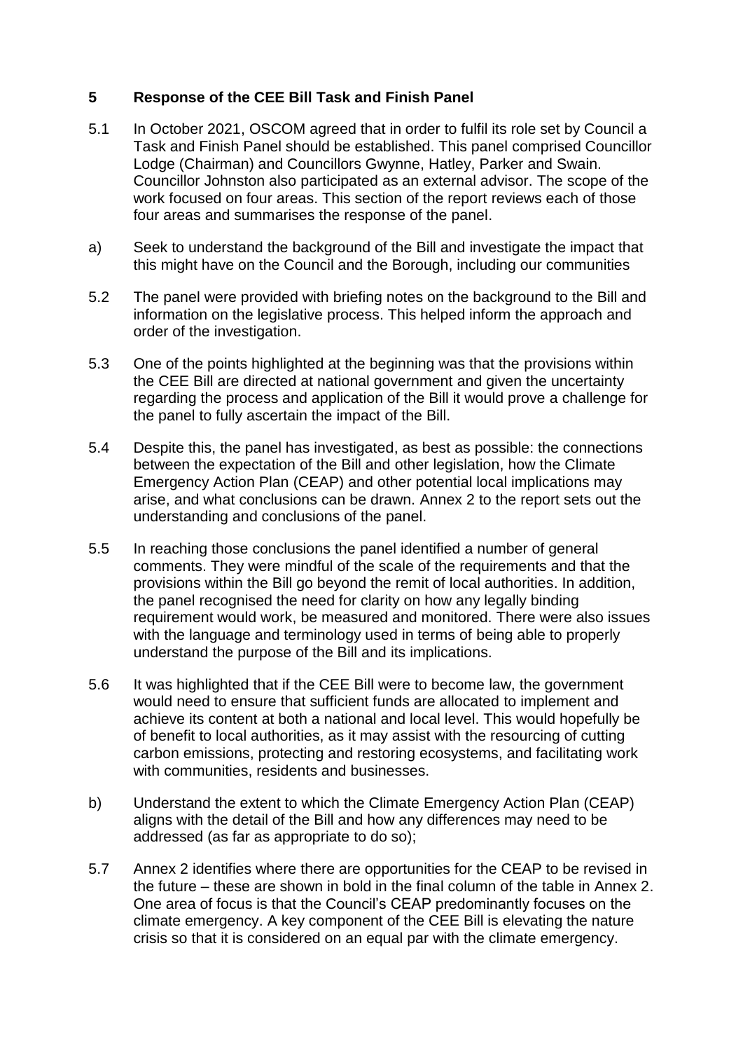## 5 Response of the CEE Bill Task and Finish Panel

5.1 In October 2021, OSCOM agreed that in order to fulfil its role set by Council a Task and Finish Panel should be established. This panel comprised Councillor Lodge (Chairman) and Councillors Gwynne, Hatley, Parker and Swain. Councillor Johnston also participated as an external advisor. The scope of the work focused on four areas. This section of the report reviews each of those four areas and summarises the response of the panel.

a) Seek to understand the background of the Bill and investigate the impact that this might have on the Council and the Borough, including our communities

5.2 The panel were provided with briefing notes on the background to the Bill and information on the legislative process. This helped inform the approach and order of the investigation.

5.3 One of the points highlighted at the beginning was that the provisions within the CEE Bill are directed at national government and given the uncertainty regarding the process and application of the Bill it would prove a challenge for the panel to fully ascertain the impact of the Bill.

5.4 Despite this, the panel has investigated, as best as possible: the connections between the expectation of the Bill and other legislation, how the Climate Emergency Action Plan (CEAP) and other potential local implications may arise, and what conclusions can be drawn. Annex 2 to the report sets out the understanding and conclusions of the panel.

5.5 In reaching those conclusions the panel identified a number of general comments. They were mindful of the scale of the requirements and that the provisions within the Bill go beyond the remit of local authorities. In addition, the panel recognised the need for clarity on how any legally binding requirement would work, be measured and monitored. There were also issues with the language and terminology used in terms of being able to properly understand the purpose of the Bill and its implications.

5.6 It was highlighted that if the CEE Bill were to become law, the government would need to ensure that sufficient funds are allocated to implement and achieve its content at both a national and local level. This would hopefully be of benefit to local authorities, as it may assist with the resourcing of cutting carbon emissions, protecting and restoring ecosystems, and facilitating work with communities, residents and businesses.

b) Understand the extent to which the Climate Emergency Action Plan (CEAP) aligns with the detail of the Bill and how any differences may need to be addressed (as far as appropriate to do so);

5.7 Annex 2 identifies where there are opportunities for the CEAP to be revised in the future – these are shown in bold in the final column of the table in Annex 2. One area of focus is that the Council's CEAP predominantly focuses on the climate emergency. A key component of the CEE Bill is elevating the nature crisis so that it is considered on an equal par with the climate emergency.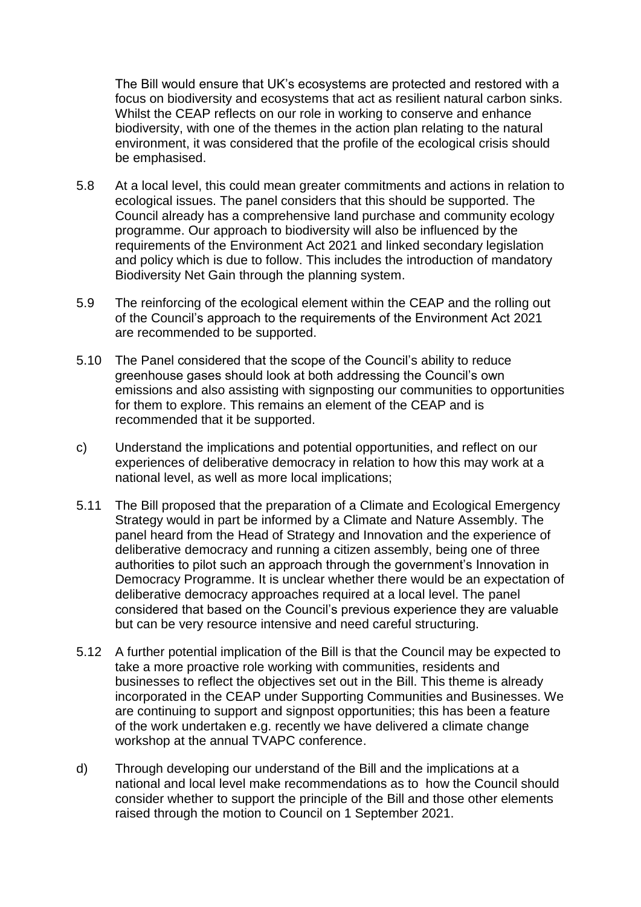The Bill would ensure that UK's ecosystems are protected and restored with a focus on biodiversity and ecosystems that act as resilient natural carbon sinks. Whilst the CEAP reflects on our role in working to conserve and enhance biodiversity, with one of the themes in the action plan relating to the natural environment, it was considered that the profile of the ecological crisis should be emphasised.

5.8 At a local level, this could mean greater commitments and actions in relation to ecological issues. The panel considers that this should be supported. The Council already has a comprehensive land purchase and community ecology programme. Our approach to biodiversity will also be influenced by the requirements of the Environment Act 2021 and linked secondary legislation and policy which is due to follow. This includes the introduction of mandatory Biodiversity Net Gain through the planning system.

5.9 The reinforcing of the ecological element within the CEAP and the rolling out of the Council's approach to the requirements of the Environment Act 2021 are recommended to be supported.

5.10 The Panel considered that the scope of the Council's ability to reduce greenhouse gases should look at both addressing the Council's own emissions and also assisting with signposting our communities to opportunities for them to explore. This remains an element of the CEAP and is recommended that it be supported.

c) Understand the implications and potential opportunities, and reflect on our experiences of deliberative democracy in relation to how this may work at a national level, as well as more local implications;

5.11 The Bill proposed that the preparation of a Climate and Ecological Emergency Strategy would in part be informed by a Climate and Nature Assembly. The panel heard from the Head of Strategy and Innovation and the experience of deliberative democracy and running a citizen assembly, being one of three authorities to pilot such an approach through the government's Innovation in Democracy Programme. It is unclear whether there would be an expectation of deliberative democracy approaches required at a local level. The panel considered that based on the Council's previous experience they are valuable but can be very resource intensive and need careful structuring.

5.12 A further potential implication of the Bill is that the Council may be expected to take a more proactive role working with communities, residents and businesses to reflect the objectives set out in the Bill. This theme is already incorporated in the CEAP under Supporting Communities and Businesses. We are continuing to support and signpost opportunities; this has been a feature of the work undertaken e.g. recently we have delivered a climate change workshop at the annual TVAPC conference.

d) Through developing our understand of the Bill and the implications at a national and local level make recommendations as to how the Council should consider whether to support the principle of the Bill and those other elements raised through the motion to Council on 1 September 2021.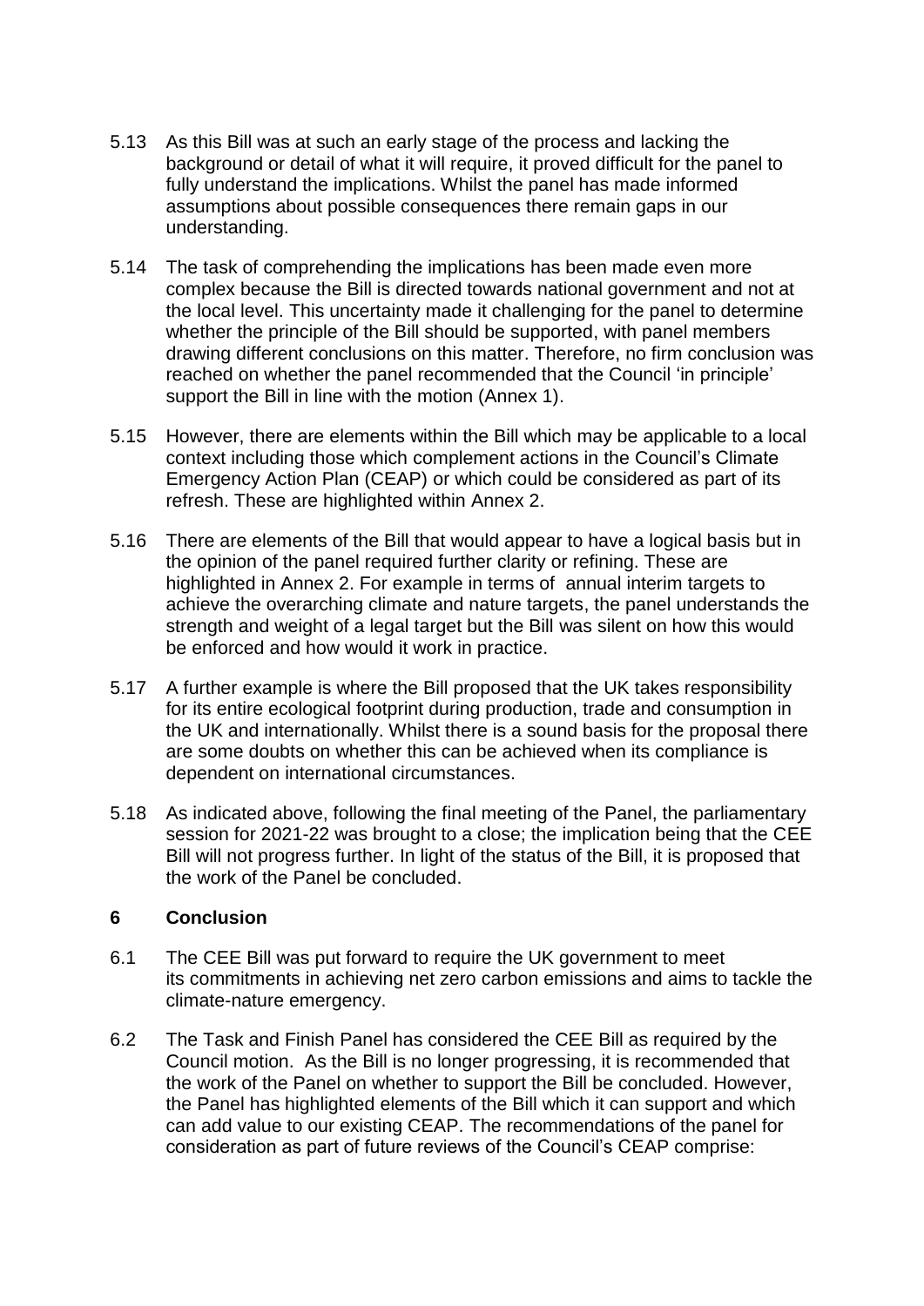5.13 As this Bill was at such an early stage of the process and lacking the background or detail of what it will require, it proved difficult for the panel to fully understand the implications. Whilst the panel has made informed assumptions about possible consequences there remain gaps in our understanding.

5.14 The task of comprehending the implications has been made even more complex because the Bill is directed towards national government and not at the local level. This uncertainty made it challenging for the panel to determine whether the principle of the Bill should be supported, with panel members drawing different conclusions on this matter. Therefore, no firm conclusion was reached on whether the panel recommended that the Council 'in principle' support the Bill in line with the motion (Annex 1).

5.15 However, there are elements within the Bill which may be applicable to a local context including those which complement actions in the Council's Climate Emergency Action Plan (CEAP) or which could be considered as part of its refresh. These are highlighted within Annex 2.

5.16 There are elements of the Bill that would appear to have a logical basis but in the opinion of the panel required further clarity or refining. These are highlighted in Annex 2. For example in terms of annual interim targets to achieve the overarching climate and nature targets, the panel understands the strength and weight of a legal target but the Bill was silent on how this would be enforced and how would it work in practice.

5.17 A further example is where the Bill proposed that the UK takes responsibility for its entire ecological footprint during production, trade and consumption in the UK and internationally. Whilst there is a sound basis for the proposal there are some doubts on whether this can be achieved when its compliance is dependent on international circumstances.

5.18 As indicated above, following the final meeting of the Panel, the parliamentary session for 2021-22 was brought to a close; the implication being that the CEE Bill will not progress further. In light of the status of the Bill, it is proposed that the work of the Panel be concluded.

## 6 Conclusion

6.1 The CEE Bill was put forward to require the UK government to meet its commitments in achieving net zero carbon emissions and aims to tackle the climate-nature emergency.

6.2 The Task and Finish Panel has considered the CEE Bill as required by the Council motion. As the Bill is no longer progressing, it is recommended that the work of the Panel on whether to support the Bill be concluded. However, the Panel has highlighted elements of the Bill which it can support and which can add value to our existing CEAP. The recommendations of the panel for consideration as part of future reviews of the Council's CEAP comprise: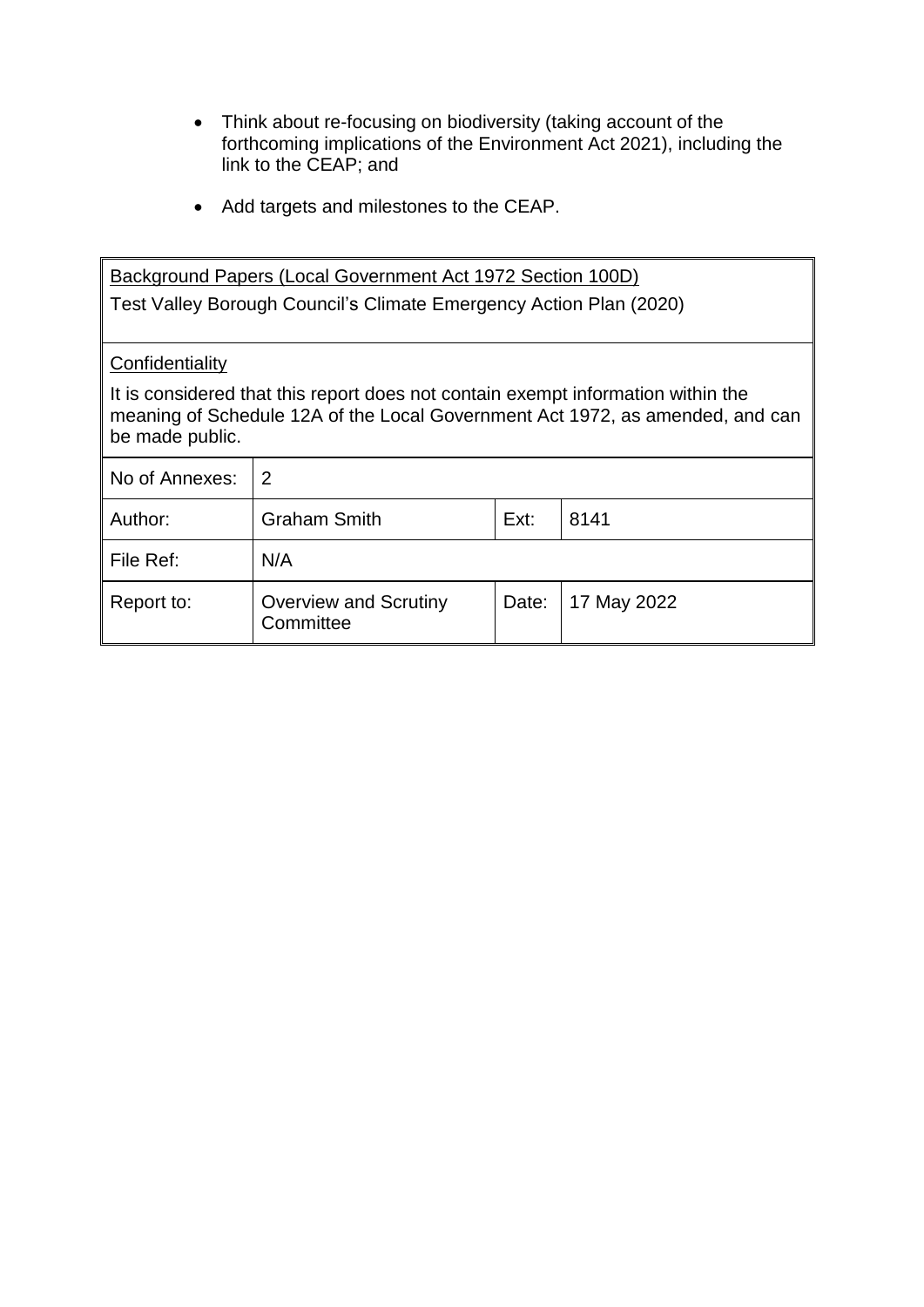- Think about re-focusing on biodiversity (taking account of the forthcoming implications of the Environment Act 2021), including the link to the CEAP; and

- Add targets and milestones to the CEAP.

| | | | |
|---|---|---|---|
| Background Papers (Local Government Act 1972 Section 100D)<br>Test Valley Borough Council's Climate Emergency Action Plan (2020) | | | |
| Confidentiality<br>It is considered that this report does not contain exempt information within the meaning of Schedule 12A of the Local Government Act 1972, as amended, and can be made public. | | | |
| No of Annexes: | 2 | | |
| Author: | Graham Smith | Ext: | 8141 |
| File Ref: | N/A | | |
| Report to: | Overview and Scrutiny Committee | Date: | 17 May 2022 |